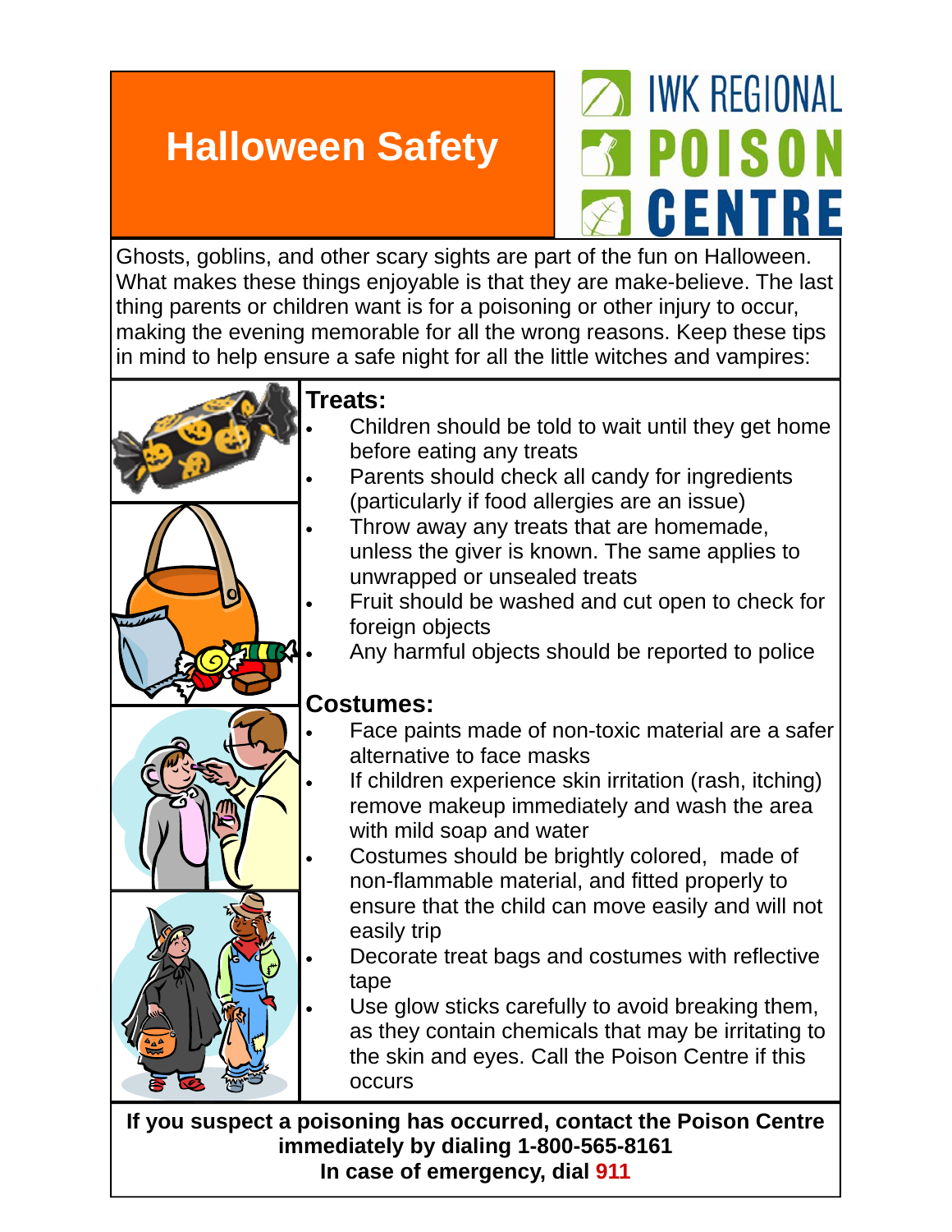# Halloween Safety

IWK REGIONAL POISON CENTRE

Ghosts, goblins, and other scary sights are part of the fun on Halloween. What makes these things enjoyable is that they are make-believe. The last thing parents or children want is for a poisoning or other injury to occur, making the evening memorable for all the wrong reasons. Keep these tips in mind to help ensure a safe night for all the little witches and vampires:

## Treats:

- Children should be told to wait until they get home before eating any treats
- Parents should check all candy for ingredients (particularly if food allergies are an issue)
- Throw away any treats that are homemade, unless the giver is known. The same applies to unwrapped or unsealed treats
- Fruit should be washed and cut open to check for foreign objects
- Any harmful objects should be reported to police

## Costumes:

- Face paints made of non-toxic material are a safer alternative to face masks
- If children experience skin irritation (rash, itching) remove makeup immediately and wash the area with mild soap and water
- Costumes should be brightly colored, made of non-flammable material, and fitted properly to ensure that the child can move easily and will not easily trip
- Decorate treat bags and costumes with reflective tape
- Use glow sticks carefully to avoid breaking them, as they contain chemicals that may be irritating to the skin and eyes. Call the Poison Centre if this occurs

**If you suspect a poisoning has occurred, contact the Poison Centre immediately by dialing 1-800-565-8161**
**In case of emergency, dial 911**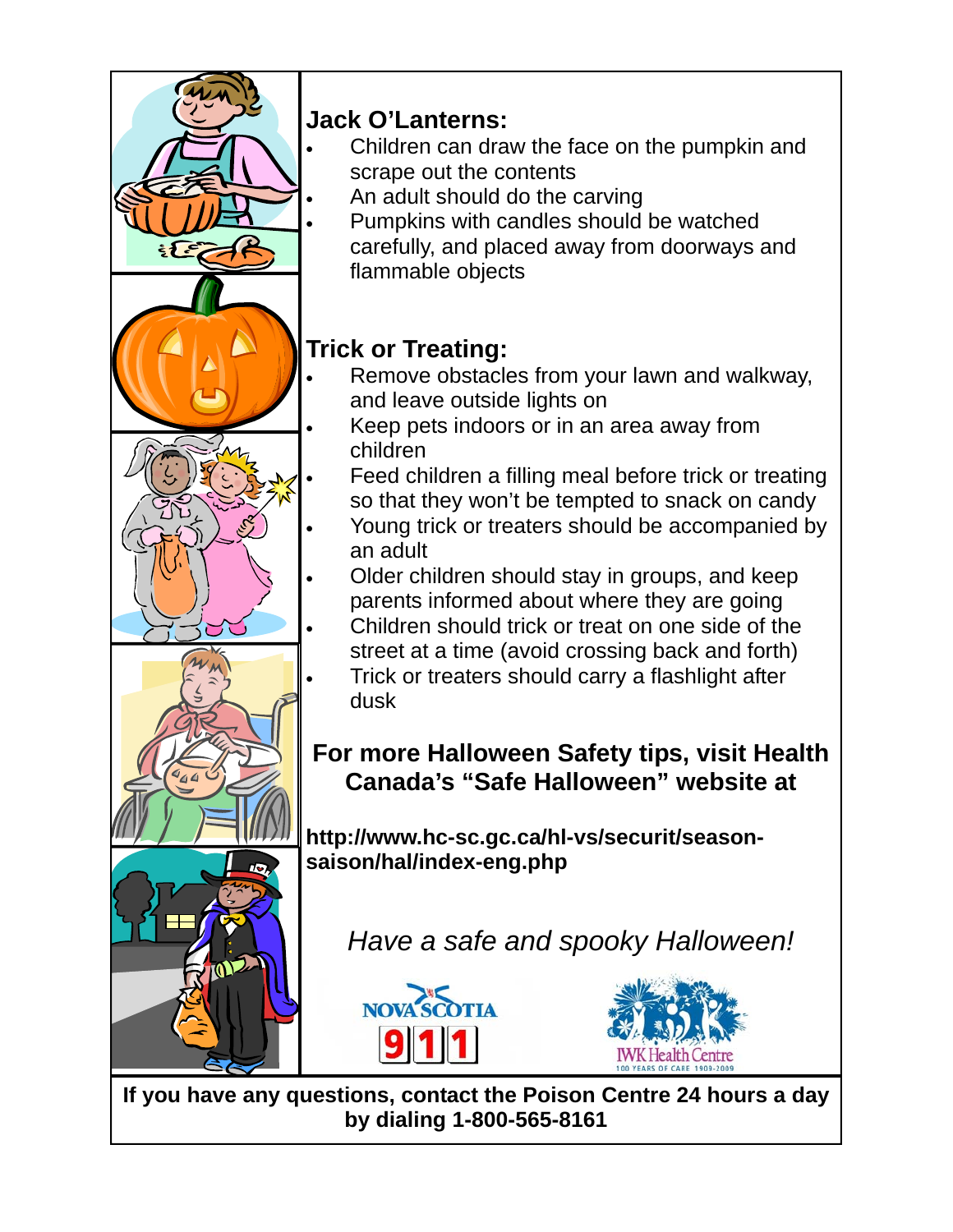## Jack O'Lanterns:

- Children can draw the face on the pumpkin and scrape out the contents
- An adult should do the carving
- Pumpkins with candles should be watched carefully, and placed away from doorways and flammable objects

## Trick or Treating:

- Remove obstacles from your lawn and walkway, and leave outside lights on
- Keep pets indoors or in an area away from children
- Feed children a filling meal before trick or treating so that they won't be tempted to snack on candy
- Young trick or treaters should be accompanied by an adult
- Older children should stay in groups, and keep parents informed about where they are going
- Children should trick or treat on one side of the street at a time (avoid crossing back and forth)
- Trick or treaters should carry a flashlight after dusk

**For more Halloween Safety tips, visit Health Canada's "Safe Halloween" website at**

**http://www.hc-sc.gc.ca/hl-vs/securit/season-saison/hal/index-eng.php**

*Have a safe and spooky Halloween!*

NOVA SCOTIA 911

IWK Health Centre
100 YEARS OF CARE 1909-2009

**If you have any questions, contact the Poison Centre 24 hours a day by dialing 1-800-565-8161**